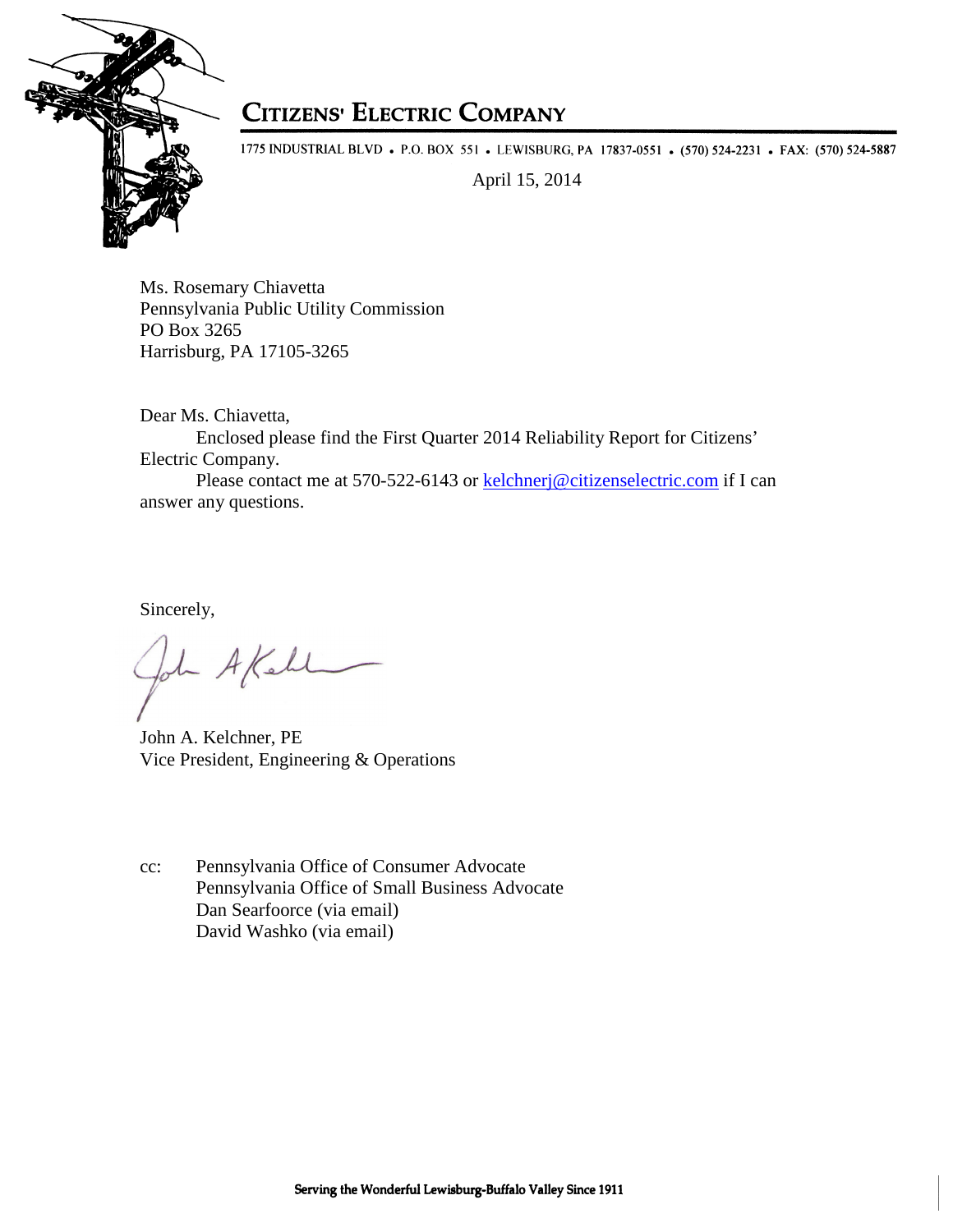# CITIZENS' ELECTRIC COMPANY

1775 INDUSTRIAL BLVD • P.O. BOX 551 • LEWISBURG, PA 17837-0551 • (570) 524-2231 • FAX: (570) 524-5887

April 15, 2014

Ms. Rosemary Chiavetta
Pennsylvania Public Utility Commission
PO Box 3265
Harrisburg, PA 17105-3265

Dear Ms. Chiavetta,

Enclosed please find the First Quarter 2014 Reliability Report for Citizens' Electric Company.

Please contact me at 570-522-6143 or kelchnerj@citizenselectric.com if I can answer any questions.

Sincerely,

John A. Kelchner, PE
Vice President, Engineering & Operations

cc: Pennsylvania Office of Consumer Advocate
Pennsylvania Office of Small Business Advocate
Dan Searfoorce (via email)
David Washko (via email)

Serving the Wonderful Lewisburg-Buffalo Valley Since 1911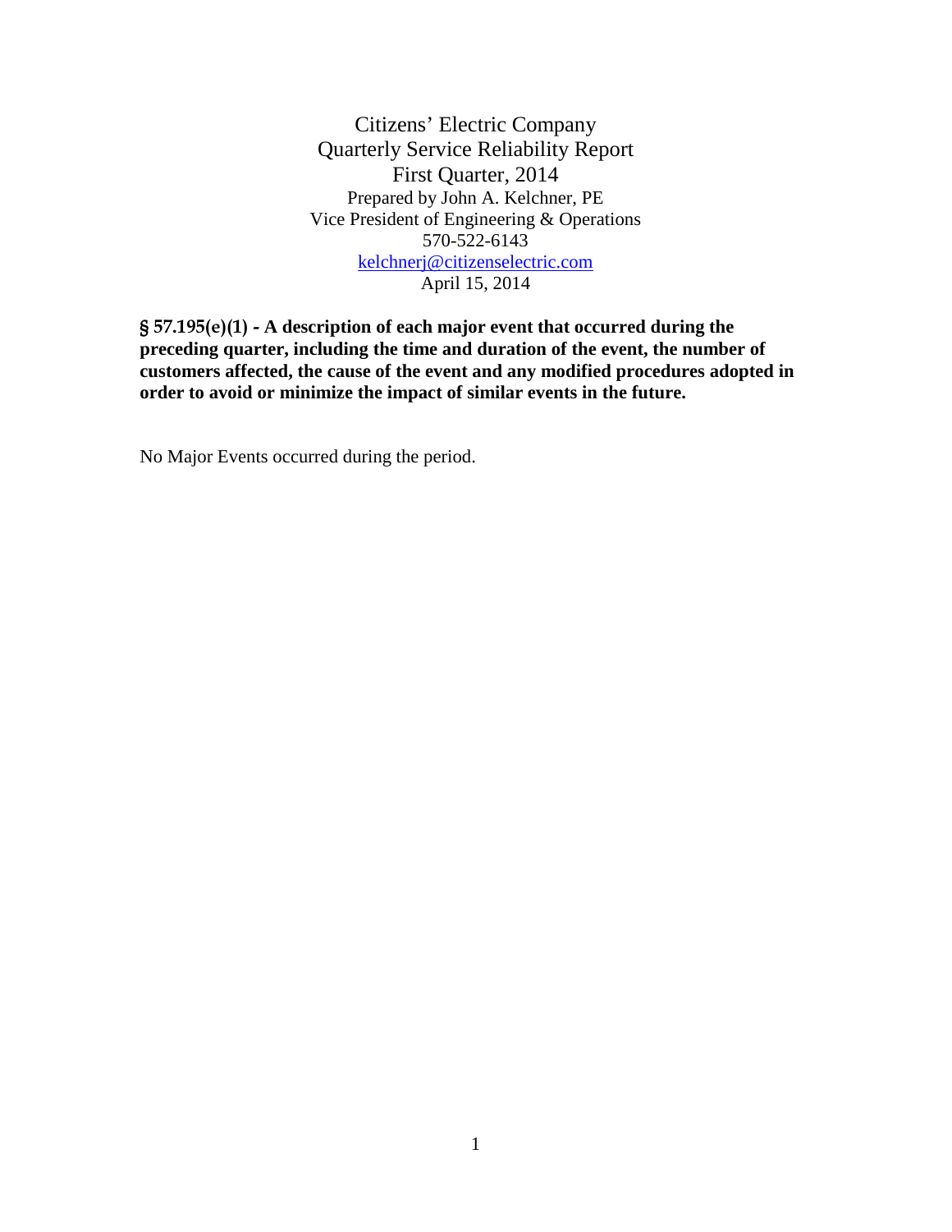# Citizens' Electric Company
## Quarterly Service Reliability Report
## First Quarter, 2014

Prepared by John A. Kelchner, PE
Vice President of Engineering & Operations
570-522-6143
[kelchnerj@citizenselectric.com](mailto:kelchnerj@citizenselectric.com)
April 15, 2014

**§ 57.195(e)(1) - A description of each major event that occurred during the preceding quarter, including the time and duration of the event, the number of customers affected, the cause of the event and any modified procedures adopted in order to avoid or minimize the impact of similar events in the future.**

No Major Events occurred during the period.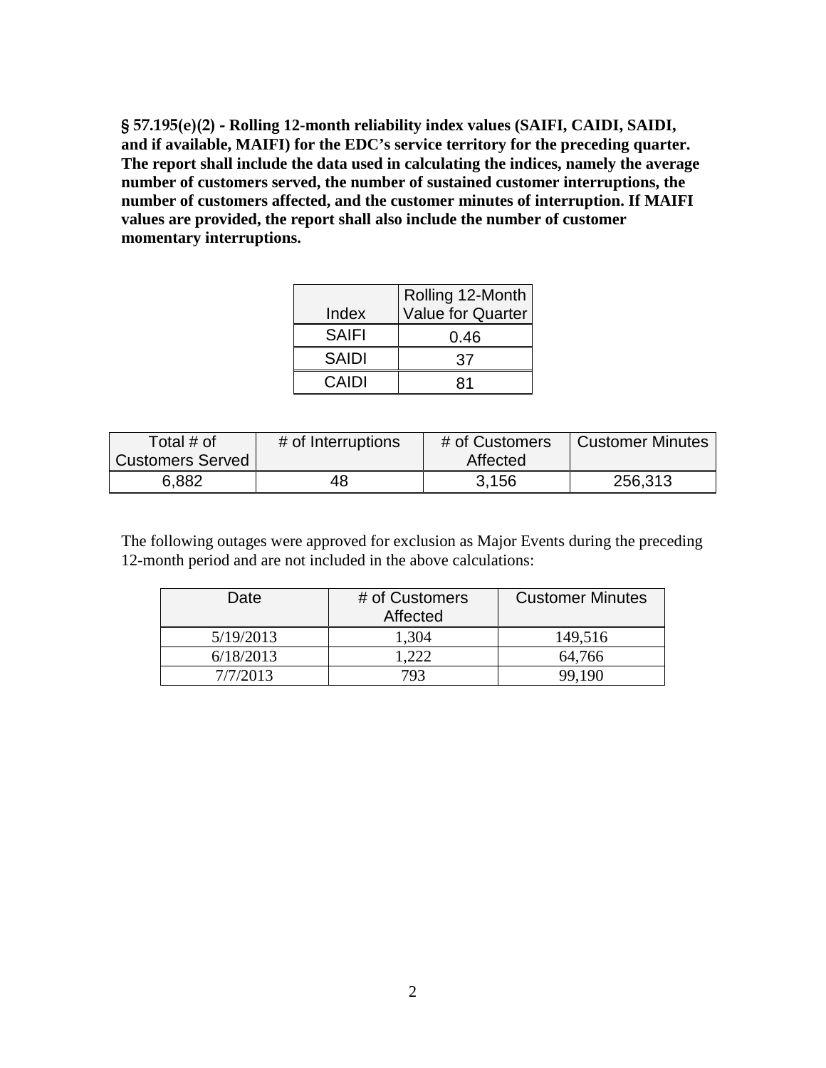**§ 57.195(e)(2) - Rolling 12-month reliability index values (SAIFI, CAIDI, SAIDI, and if available, MAIFI) for the EDC's service territory for the preceding quarter. The report shall include the data used in calculating the indices, namely the average number of customers served, the number of sustained customer interruptions, the number of customers affected, and the customer minutes of interruption. If MAIFI values are provided, the report shall also include the number of customer momentary interruptions.**

| Index | Rolling 12-Month Value for Quarter |
|---|---|
| SAIFI | 0.46 |
| SAIDI | 37 |
| CAIDI | 81 |

| Total # of Customers Served | # of Interruptions | # of Customers Affected | Customer Minutes |
|---|---|---|---|
| 6,882 | 48 | 3,156 | 256,313 |

The following outages were approved for exclusion as Major Events during the preceding 12-month period and are not included in the above calculations:

| Date | # of Customers Affected | Customer Minutes |
|---|---|---|
| 5/19/2013 | 1,304 | 149,516 |
| 6/18/2013 | 1,222 | 64,766 |
| 7/7/2013 | 793 | 99,190 |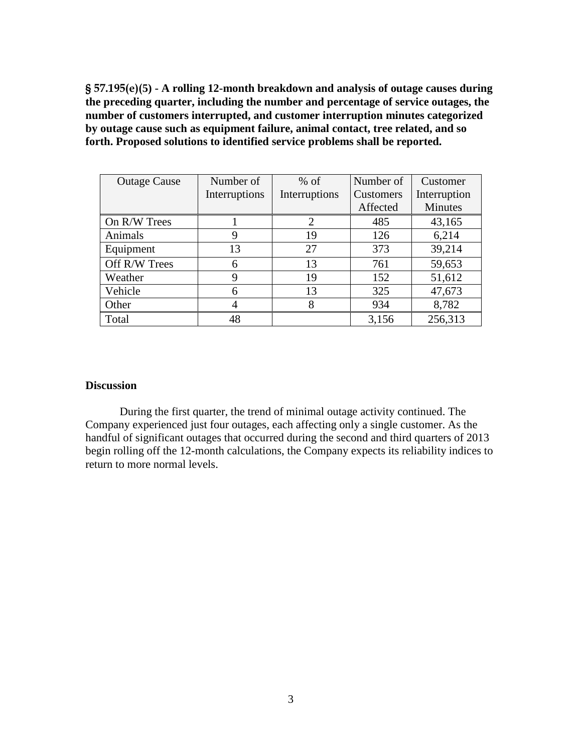**§ 57.195(e)(5) - A rolling 12-month breakdown and analysis of outage causes during the preceding quarter, including the number and percentage of service outages, the number of customers interrupted, and customer interruption minutes categorized by outage cause such as equipment failure, animal contact, tree related, and so forth. Proposed solutions to identified service problems shall be reported.**

| Outage Cause | Number of Interruptions | % of Interruptions | Number of Customers Affected | Customer Interruption Minutes |
|---|---|---|---|---|
| On R/W Trees | 1 | 2 | 485 | 43,165 |
| Animals | 9 | 19 | 126 | 6,214 |
| Equipment | 13 | 27 | 373 | 39,214 |
| Off R/W Trees | 6 | 13 | 761 | 59,653 |
| Weather | 9 | 19 | 152 | 51,612 |
| Vehicle | 6 | 13 | 325 | 47,673 |
| Other | 4 | 8 | 934 | 8,782 |
| Total | 48 | | 3,156 | 256,313 |

**Discussion**

During the first quarter, the trend of minimal outage activity continued. The Company experienced just four outages, each affecting only a single customer. As the handful of significant outages that occurred during the second and third quarters of 2013 begin rolling off the 12-month calculations, the Company expects its reliability indices to return to more normal levels.